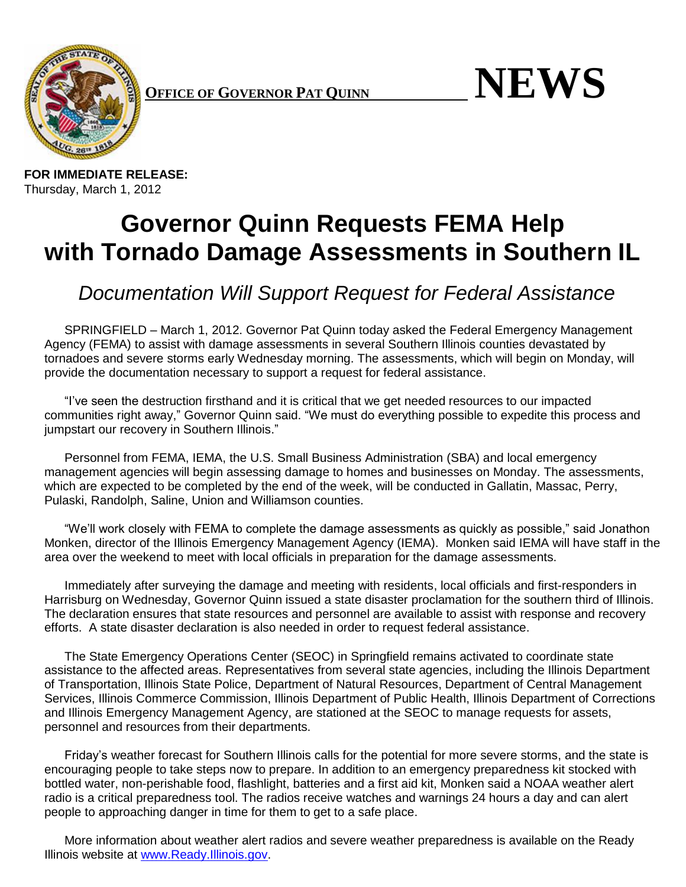**OFFICE OF GOVERNOR PAT QUINN** **NEWS**

**FOR IMMEDIATE RELEASE:**
Thursday, March 1, 2012

# Governor Quinn Requests FEMA Help with Tornado Damage Assessments in Southern IL

## *Documentation Will Support Request for Federal Assistance*

SPRINGFIELD – March 1, 2012. Governor Pat Quinn today asked the Federal Emergency Management Agency (FEMA) to assist with damage assessments in several Southern Illinois counties devastated by tornadoes and severe storms early Wednesday morning. The assessments, which will begin on Monday, will provide the documentation necessary to support a request for federal assistance.

"I've seen the destruction firsthand and it is critical that we get needed resources to our impacted communities right away," Governor Quinn said. "We must do everything possible to expedite this process and jumpstart our recovery in Southern Illinois."

Personnel from FEMA, IEMA, the U.S. Small Business Administration (SBA) and local emergency management agencies will begin assessing damage to homes and businesses on Monday. The assessments, which are expected to be completed by the end of the week, will be conducted in Gallatin, Massac, Perry, Pulaski, Randolph, Saline, Union and Williamson counties.

"We'll work closely with FEMA to complete the damage assessments as quickly as possible," said Jonathon Monken, director of the Illinois Emergency Management Agency (IEMA). Monken said IEMA will have staff in the area over the weekend to meet with local officials in preparation for the damage assessments.

Immediately after surveying the damage and meeting with residents, local officials and first-responders in Harrisburg on Wednesday, Governor Quinn issued a state disaster proclamation for the southern third of Illinois. The declaration ensures that state resources and personnel are available to assist with response and recovery efforts. A state disaster declaration is also needed in order to request federal assistance.

The State Emergency Operations Center (SEOC) in Springfield remains activated to coordinate state assistance to the affected areas. Representatives from several state agencies, including the Illinois Department of Transportation, Illinois State Police, Department of Natural Resources, Department of Central Management Services, Illinois Commerce Commission, Illinois Department of Public Health, Illinois Department of Corrections and Illinois Emergency Management Agency, are stationed at the SEOC to manage requests for assets, personnel and resources from their departments.

Friday's weather forecast for Southern Illinois calls for the potential for more severe storms, and the state is encouraging people to take steps now to prepare. In addition to an emergency preparedness kit stocked with bottled water, non-perishable food, flashlight, batteries and a first aid kit, Monken said a NOAA weather alert radio is a critical preparedness tool. The radios receive watches and warnings 24 hours a day and can alert people to approaching danger in time for them to get to a safe place.

More information about weather alert radios and severe weather preparedness is available on the Ready Illinois website at www.Ready.Illinois.gov.